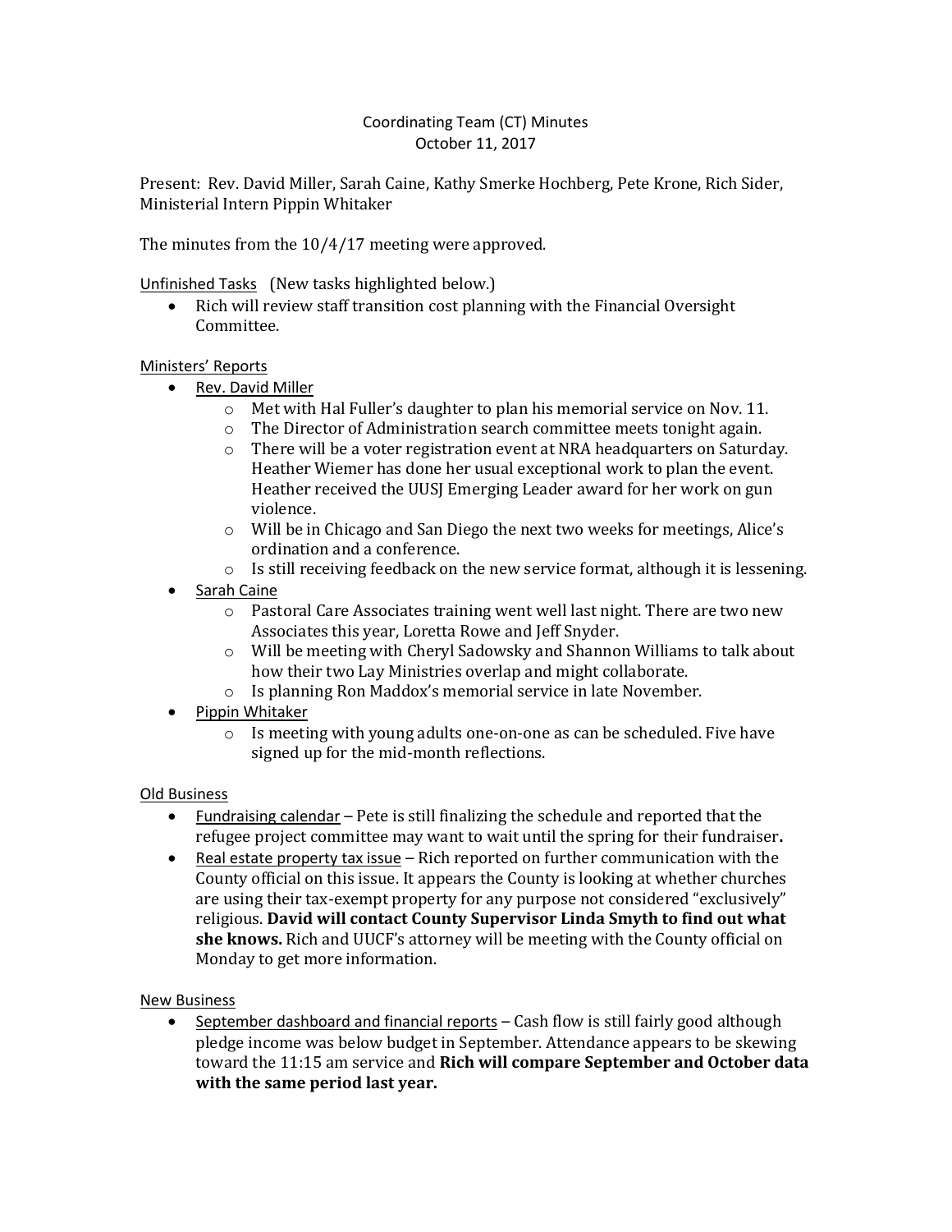# Coordinating Team (CT) Minutes
October 11, 2017

Present: Rev. David Miller, Sarah Caine, Kathy Smerke Hochberg, Pete Krone, Rich Sider, Ministerial Intern Pippin Whitaker

The minutes from the 10/4/17 meeting were approved.

Unfinished Tasks (New tasks highlighted below.)

- Rich will review staff transition cost planning with the Financial Oversight Committee.

Ministers' Reports

- Rev. David Miller
  - Met with Hal Fuller's daughter to plan his memorial service on Nov. 11.
  - The Director of Administration search committee meets tonight again.
  - There will be a voter registration event at NRA headquarters on Saturday. Heather Wiemer has done her usual exceptional work to plan the event. Heather received the UUSJ Emerging Leader award for her work on gun violence.
  - Will be in Chicago and San Diego the next two weeks for meetings, Alice's ordination and a conference.
  - Is still receiving feedback on the new service format, although it is lessening.
- Sarah Caine
  - Pastoral Care Associates training went well last night. There are two new Associates this year, Loretta Rowe and Jeff Snyder.
  - Will be meeting with Cheryl Sadowsky and Shannon Williams to talk about how their two Lay Ministries overlap and might collaborate.
  - Is planning Ron Maddox's memorial service in late November.
- Pippin Whitaker
  - Is meeting with young adults one-on-one as can be scheduled. Five have signed up for the mid-month reflections.

Old Business

- Fundraising calendar – Pete is still finalizing the schedule and reported that the refugee project committee may want to wait until the spring for their fundraiser.
- Real estate property tax issue – Rich reported on further communication with the County official on this issue. It appears the County is looking at whether churches are using their tax-exempt property for any purpose not considered "exclusively" religious. **David will contact County Supervisor Linda Smyth to find out what she knows.** Rich and UUCF's attorney will be meeting with the County official on Monday to get more information.

New Business

- September dashboard and financial reports – Cash flow is still fairly good although pledge income was below budget in September. Attendance appears to be skewing toward the 11:15 am service and **Rich will compare September and October data with the same period last year.**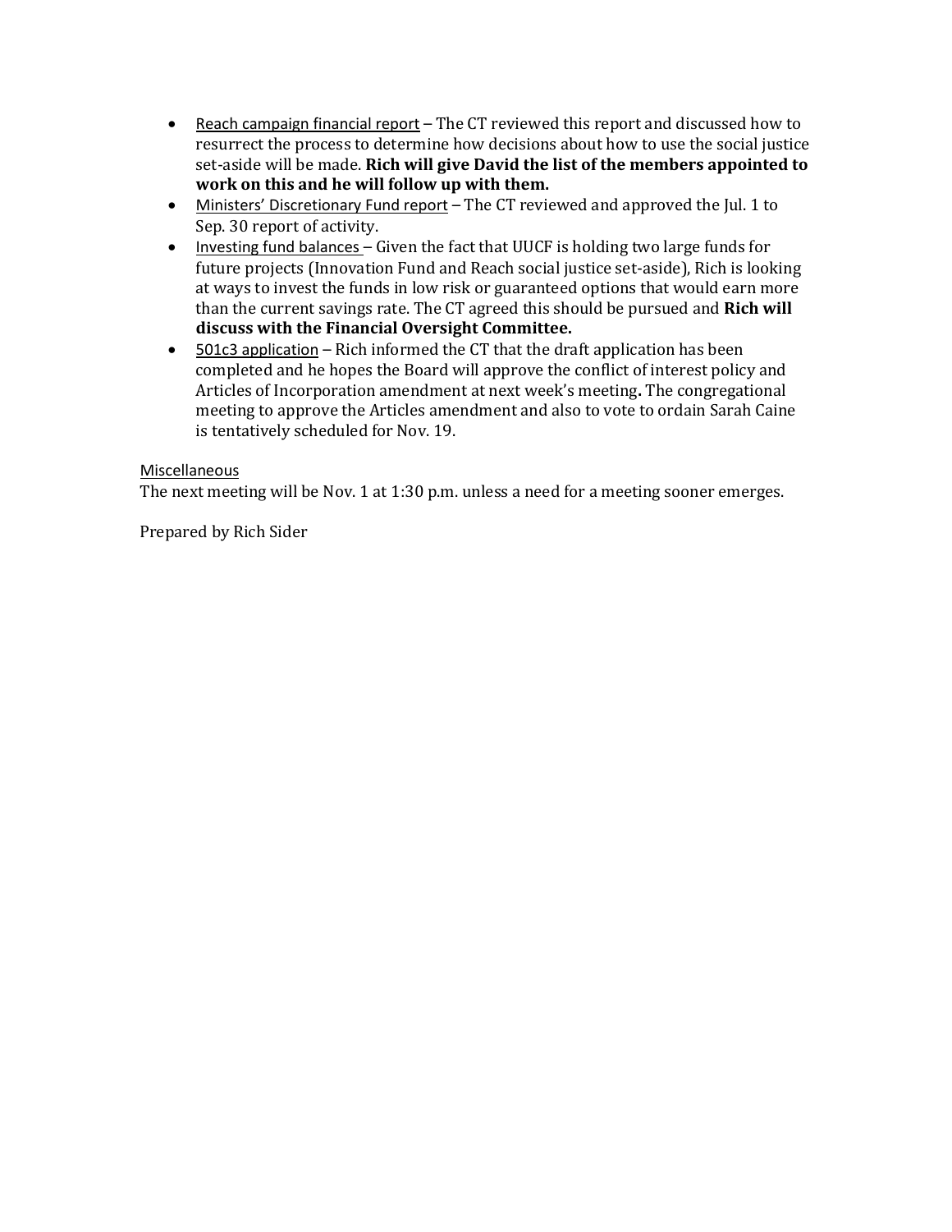- Reach campaign financial report – The CT reviewed this report and discussed how to resurrect the process to determine how decisions about how to use the social justice set-aside will be made. **Rich will give David the list of the members appointed to work on this and he will follow up with them.**
- Ministers' Discretionary Fund report – The CT reviewed and approved the Jul. 1 to Sep. 30 report of activity.
- Investing fund balances – Given the fact that UUCF is holding two large funds for future projects (Innovation Fund and Reach social justice set-aside), Rich is looking at ways to invest the funds in low risk or guaranteed options that would earn more than the current savings rate. The CT agreed this should be pursued and **Rich will discuss with the Financial Oversight Committee.**
- 501c3 application – Rich informed the CT that the draft application has been completed and he hopes the Board will approve the conflict of interest policy and Articles of Incorporation amendment at next week's meeting**.** The congregational meeting to approve the Articles amendment and also to vote to ordain Sarah Caine is tentatively scheduled for Nov. 19.

Miscellaneous

The next meeting will be Nov. 1 at 1:30 p.m. unless a need for a meeting sooner emerges.

Prepared by Rich Sider